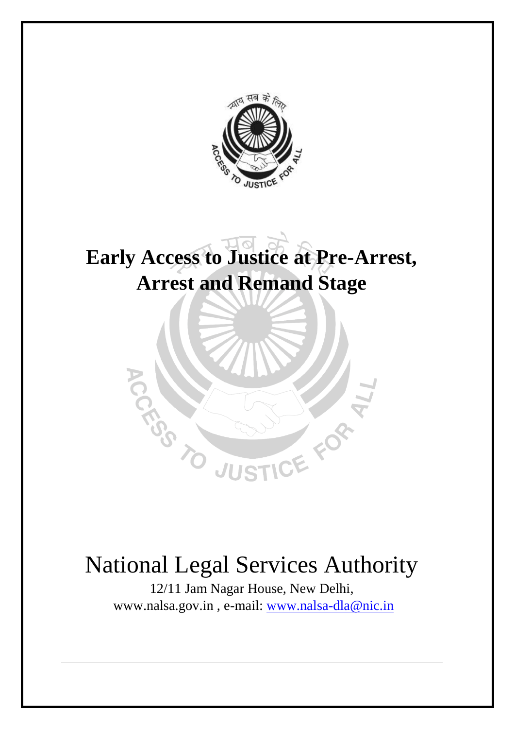# Early Access to Justice at Pre-Arrest, Arrest and Remand Stage

National Legal Services Authority

12/11 Jam Nagar House, New Delhi,
www.nalsa.gov.in , e-mail: www.nalsa-dla@nic.in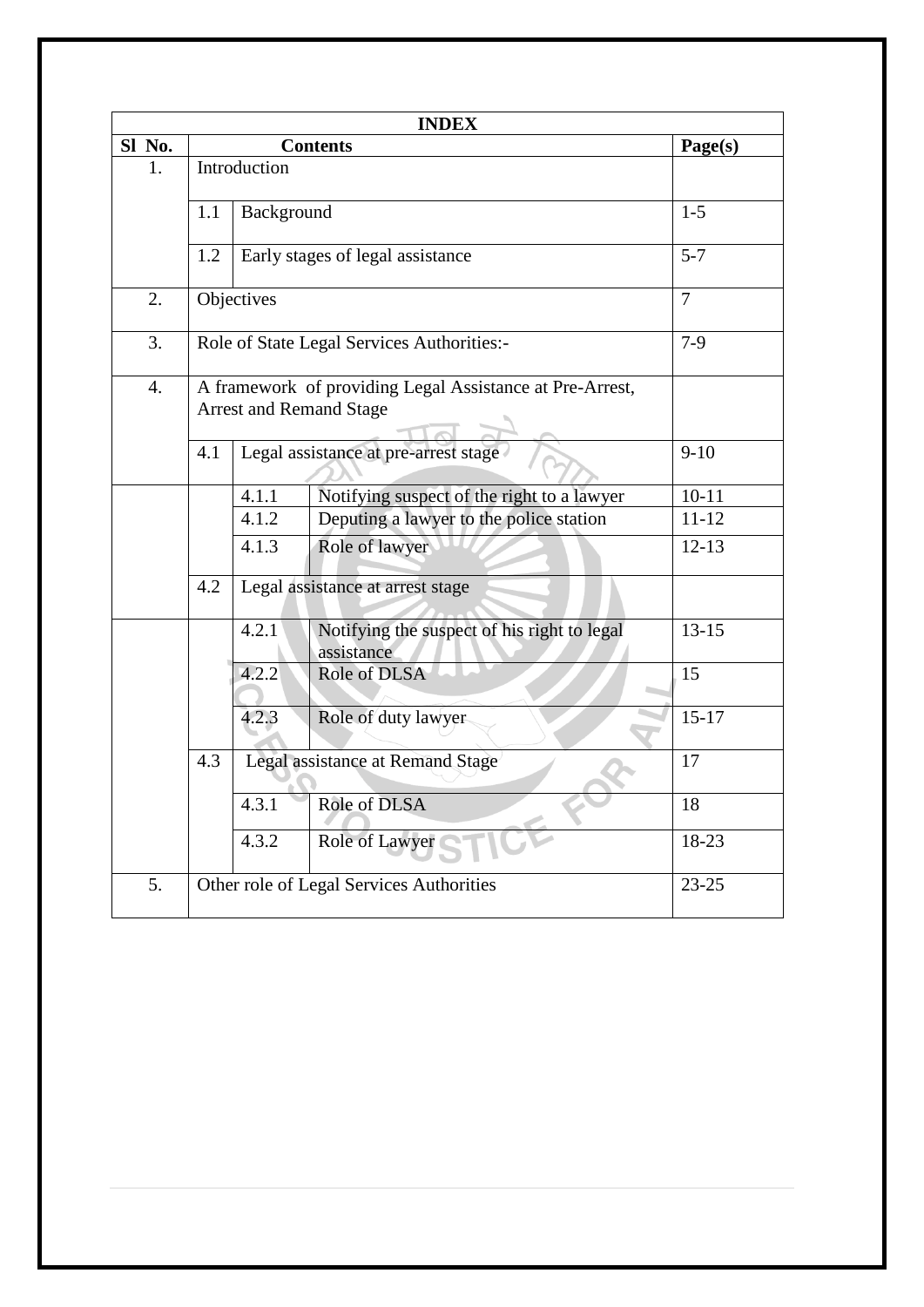| INDEX | | | | |
|---|---|---|---|---|
| **Sl No.** | **Contents** | | | **Page(s)** |
| 1. | Introduction | | | |
| | 1.1 | Background | | 1-5 |
| | 1.2 | Early stages of legal assistance | | 5-7 |
| 2. | Objectives | | | 7 |
| 3. | Role of State Legal Services Authorities:- | | | 7-9 |
| 4. | A framework of providing Legal Assistance at Pre-Arrest, Arrest and Remand Stage | | | |
| | 4.1 | Legal assistance at pre-arrest stage | | 9-10 |
| | | 4.1.1 | Notifying suspect of the right to a lawyer | 10-11 |
| | | 4.1.2 | Deputing a lawyer to the police station | 11-12 |
| | | 4.1.3 | Role of lawyer | 12-13 |
| | 4.2 | Legal assistance at arrest stage | | |
| | | 4.2.1 | Notifying the suspect of his right to legal assistance | 13-15 |
| | | 4.2.2 | Role of DLSA | 15 |
| | | 4.2.3 | Role of duty lawyer | 15-17 |
| | 4.3 | Legal assistance at Remand Stage | | 17 |
| | | 4.3.1 | Role of DLSA | 18 |
| | | 4.3.2 | Role of Lawyer | 18-23 |
| 5. | Other role of Legal Services Authorities | | | 23-25 |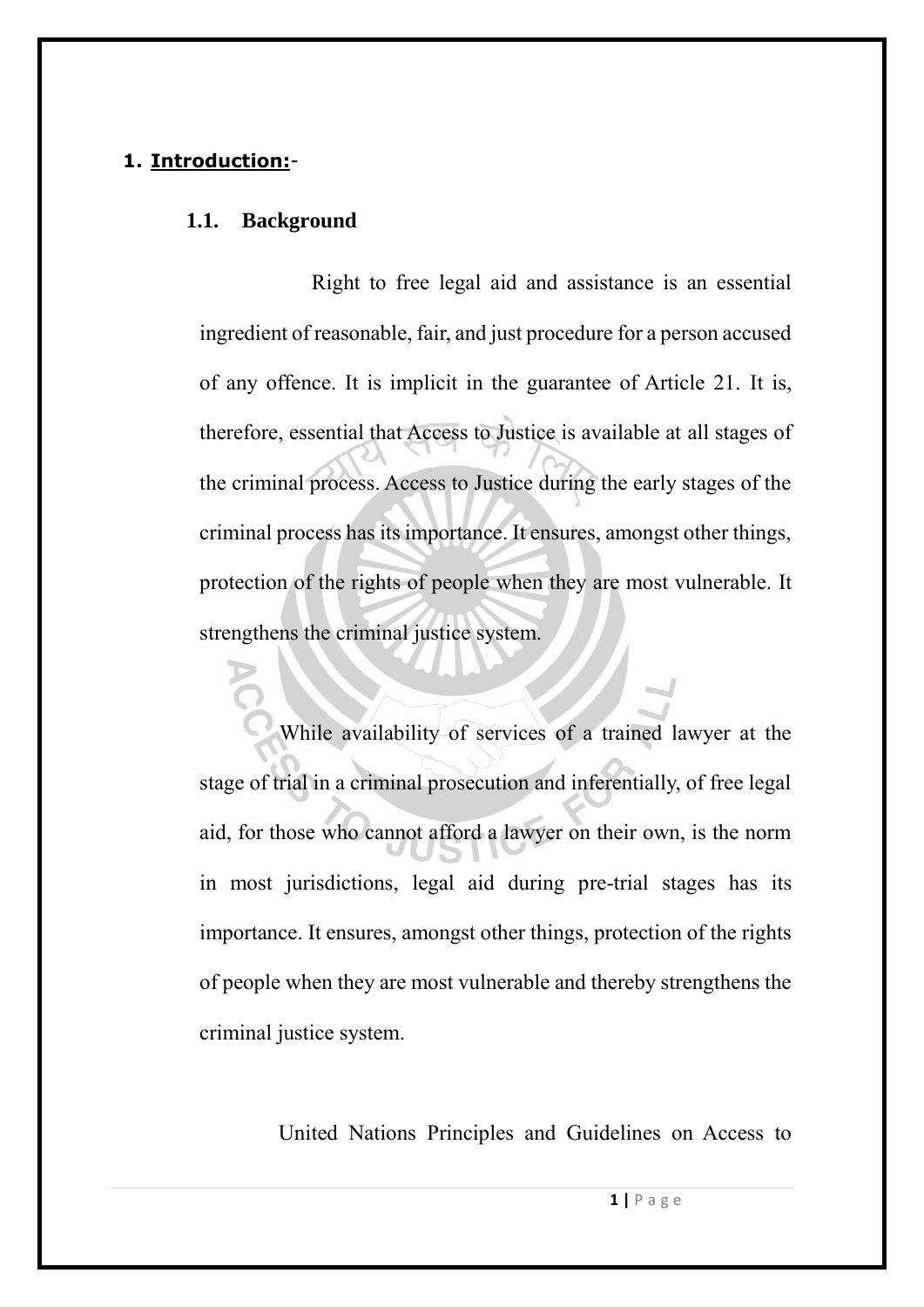## 1. **Introduction:**-

### 1.1. Background

Right to free legal aid and assistance is an essential ingredient of reasonable, fair, and just procedure for a person accused of any offence. It is implicit in the guarantee of Article 21. It is, therefore, essential that Access to Justice is available at all stages of the criminal process. Access to Justice during the early stages of the criminal process has its importance. It ensures, amongst other things, protection of the rights of people when they are most vulnerable. It strengthens the criminal justice system.

While availability of services of a trained lawyer at the stage of trial in a criminal prosecution and inferentially, of free legal aid, for those who cannot afford a lawyer on their own, is the norm in most jurisdictions, legal aid during pre-trial stages has its importance. It ensures, amongst other things, protection of the rights of people when they are most vulnerable and thereby strengthens the criminal justice system.

United Nations Principles and Guidelines on Access to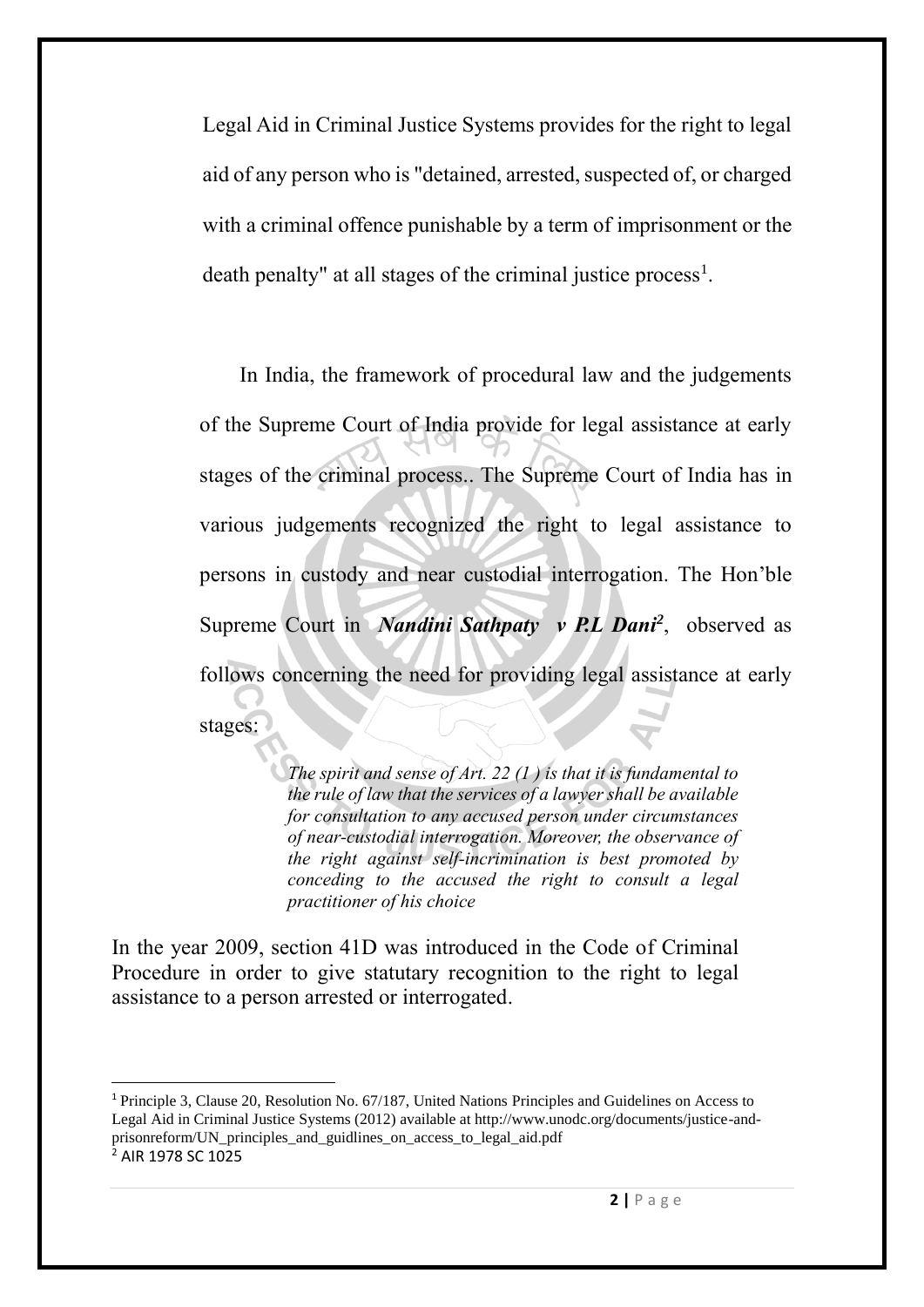Legal Aid in Criminal Justice Systems provides for the right to legal aid of any person who is "detained, arrested, suspected of, or charged with a criminal offence punishable by a term of imprisonment or the death penalty" at all stages of the criminal justice process[1].

In India, the framework of procedural law and the judgements of the Supreme Court of India provide for legal assistance at early stages of the criminal process.. The Supreme Court of India has in various judgements recognized the right to legal assistance to persons in custody and near custodial interrogation. The Hon'ble Supreme Court in ***Nandini Sathpaty v P.L Dani***[2], observed as follows concerning the need for providing legal assistance at early stages:

> *The spirit and sense of Art. 22 (1 ) is that it is fundamental to the rule of law that the services of a lawyer shall be available for consultation to any accused person under circumstances of near-custodial interrogation. Moreover, the observance of the right against self-incrimination is best promoted by conceding to the accused the right to consult a legal practitioner of his choice*

In the year 2009, section 41D was introduced in the Code of Criminal Procedure in order to give statutory recognition to the right to legal assistance to a person arrested or interrogated.

---

[1] Principle 3, Clause 20, Resolution No. 67/187, United Nations Principles and Guidelines on Access to Legal Aid in Criminal Justice Systems (2012) available at http://www.unodc.org/documents/justice-and-prisonreform/UN_principles_and_guidlines_on_access_to_legal_aid.pdf

[2] AIR 1978 SC 1025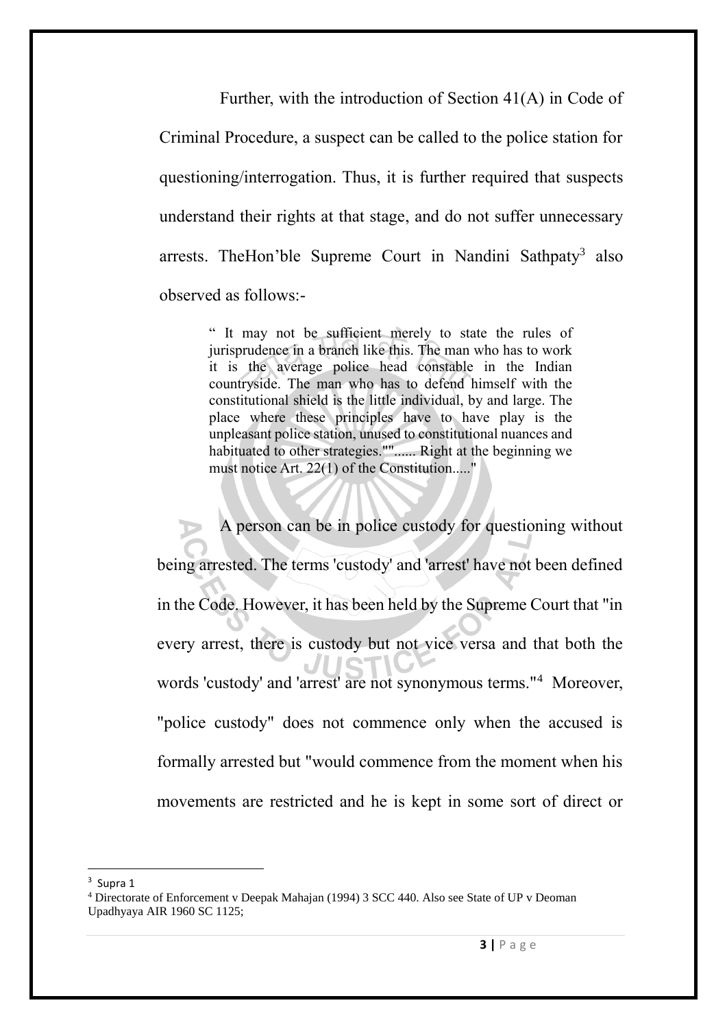Further, with the introduction of Section 41(A) in Code of Criminal Procedure, a suspect can be called to the police station for questioning/interrogation. Thus, it is further required that suspects understand their rights at that stage, and do not suffer unnecessary arrests. TheHon'ble Supreme Court in Nandini Sathpaty[3] also observed as follows:-

> " It may not be sufficient merely to state the rules of jurisprudence in a branch like this. The man who has to work it is the average police head constable in the Indian countryside. The man who has to defend himself with the constitutional shield is the little individual, by and large. The place where these principles have to have play is the unpleasant police station, unused to constitutional nuances and habituated to other strategies."\"...... Right at the beginning we must notice Art. 22(1) of the Constitution....."

A person can be in police custody for questioning without being arrested. The terms 'custody' and 'arrest' have not been defined in the Code. However, it has been held by the Supreme Court that "in every arrest, there is custody but not vice versa and that both the words 'custody' and 'arrest' are not synonymous terms."[4] Moreover, "police custody" does not commence only when the accused is formally arrested but "would commence from the moment when his movements are restricted and he is kept in some sort of direct or

---

[3] Supra 1

[4] Directorate of Enforcement v Deepak Mahajan (1994) 3 SCC 440. Also see State of UP v Deoman Upadhyaya AIR 1960 SC 1125;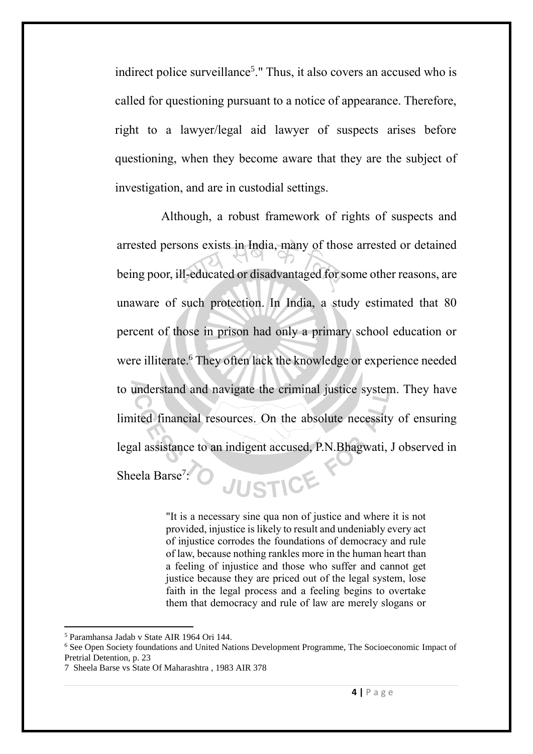indirect police surveillance[5]." Thus, it also covers an accused who is called for questioning pursuant to a notice of appearance. Therefore, right to a lawyer/legal aid lawyer of suspects arises before questioning, when they become aware that they are the subject of investigation, and are in custodial settings.

Although, a robust framework of rights of suspects and arrested persons exists in India, many of those arrested or detained being poor, ill-educated or disadvantaged for some other reasons, are unaware of such protection. In India, a study estimated that 80 percent of those in prison had only a primary school education or were illiterate.[6] They often lack the knowledge or experience needed to understand and navigate the criminal justice system. They have limited financial resources. On the absolute necessity of ensuring legal assistance to an indigent accused, P.N.Bhagwati, J observed in Sheela Barse[7]:

> "It is a necessary sine qua non of justice and where it is not provided, injustice is likely to result and undeniably every act of injustice corrodes the foundations of democracy and rule of law, because nothing rankles more in the human heart than a feeling of injustice and those who suffer and cannot get justice because they are priced out of the legal system, lose faith in the legal process and a feeling begins to overtake them that democracy and rule of law are merely slogans or

---

[5] Paramhansa Jadab v State AIR 1964 Ori 144.

[6] See Open Society foundations and United Nations Development Programme, The Socioeconomic Impact of Pretrial Detention, p. 23

[7] Sheela Barse vs State Of Maharashtra , 1983 AIR 378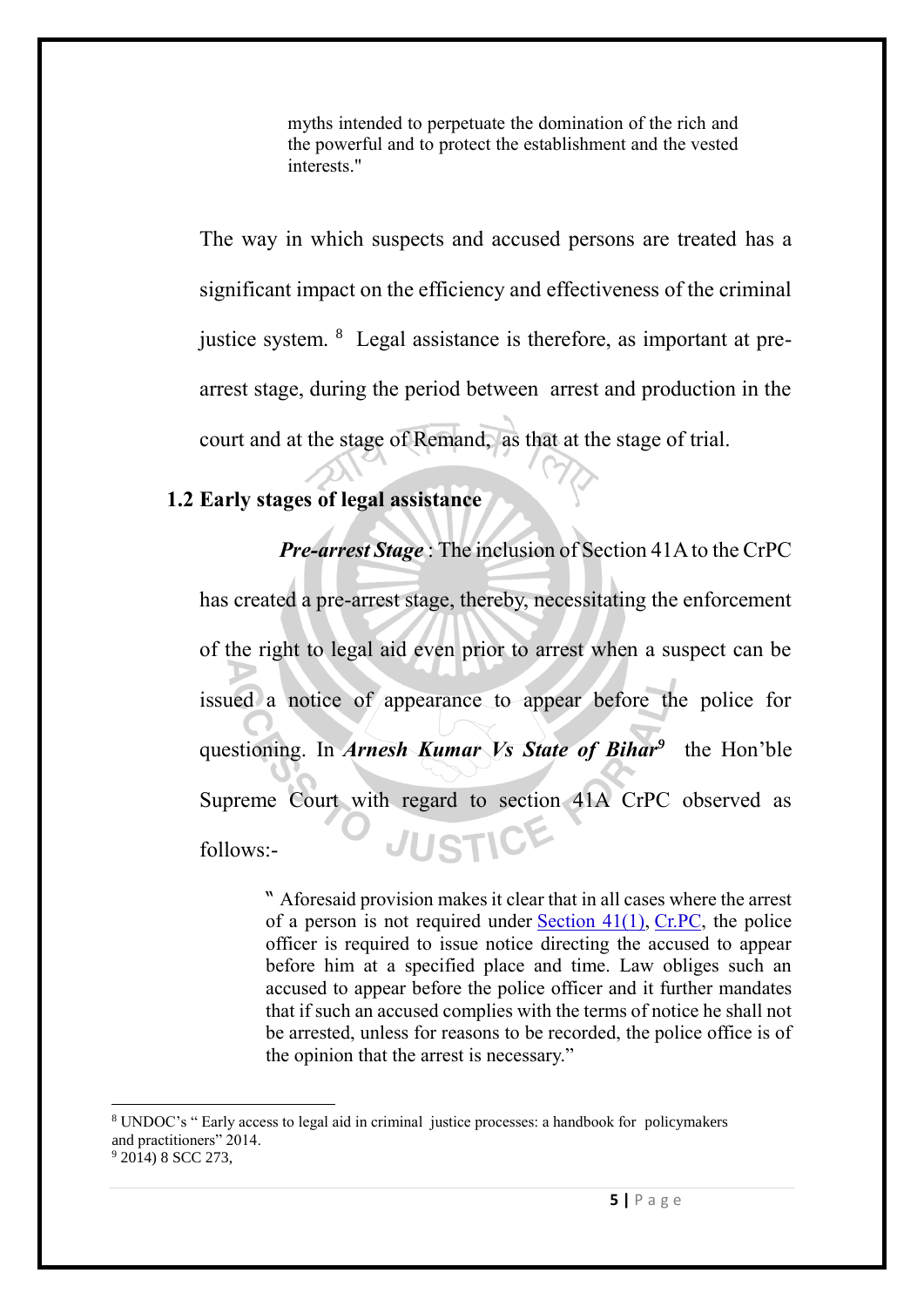> myths intended to perpetuate the domination of the rich and the powerful and to protect the establishment and the vested interests."

The way in which suspects and accused persons are treated has a significant impact on the efficiency and effectiveness of the criminal justice system. [8] Legal assistance is therefore, as important at pre-arrest stage, during the period between arrest and production in the court and at the stage of Remand, as that at the stage of trial.

## 1.2 Early stages of legal assistance

***Pre-arrest Stage*** : The inclusion of Section 41A to the CrPC has created a pre-arrest stage, thereby, necessitating the enforcement of the right to legal aid even prior to arrest when a suspect can be issued a notice of appearance to appear before the police for questioning. In ***Arnesh Kumar Vs State of Bihar***[9] the Hon'ble Supreme Court with regard to section 41A CrPC observed as follows:-

> " Aforesaid provision makes it clear that in all cases where the arrest of a person is not required under Section 41(1), Cr.PC, the police officer is required to issue notice directing the accused to appear before him at a specified place and time. Law obliges such an accused to appear before the police officer and it further mandates that if such an accused complies with the terms of notice he shall not be arrested, unless for reasons to be recorded, the police office is of the opinion that the arrest is necessary."

---

[8] UNDOC's " Early access to legal aid in criminal justice processes: a handbook for policymakers and practitioners" 2014.

[9] 2014) 8 SCC 273,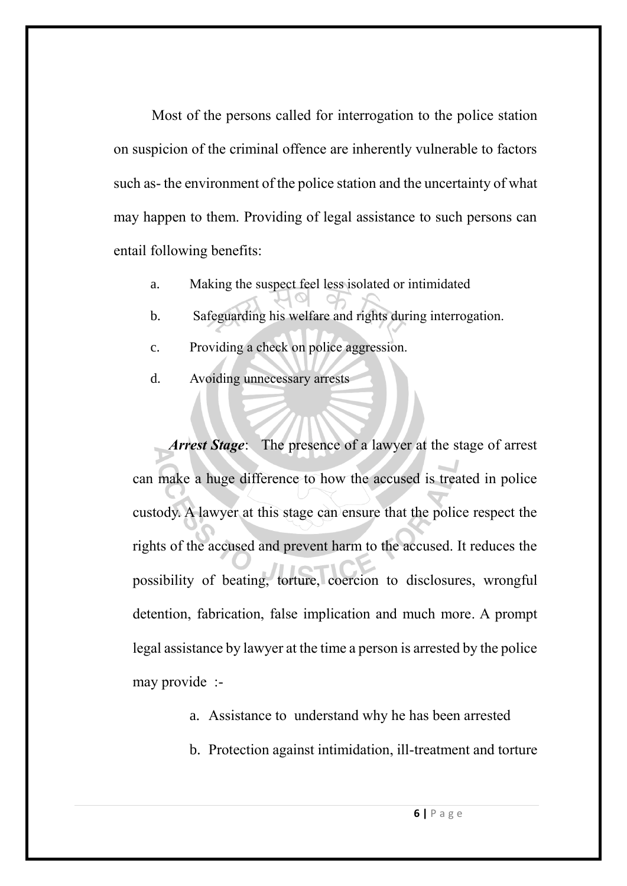Most of the persons called for interrogation to the police station on suspicion of the criminal offence are inherently vulnerable to factors such as- the environment of the police station and the uncertainty of what may happen to them. Providing of legal assistance to such persons can entail following benefits:

a. Making the suspect feel less isolated or intimidated
b. Safeguarding his welfare and rights during interrogation.
c. Providing a check on police aggression.
d. Avoiding unnecessary arrests

***Arrest Stage***: The presence of a lawyer at the stage of arrest can make a huge difference to how the accused is treated in police custody. A lawyer at this stage can ensure that the police respect the rights of the accused and prevent harm to the accused. It reduces the possibility of beating, torture, coercion to disclosures, wrongful detention, fabrication, false implication and much more. A prompt legal assistance by lawyer at the time a person is arrested by the police may provide :-

a. Assistance to understand why he has been arrested
b. Protection against intimidation, ill-treatment and torture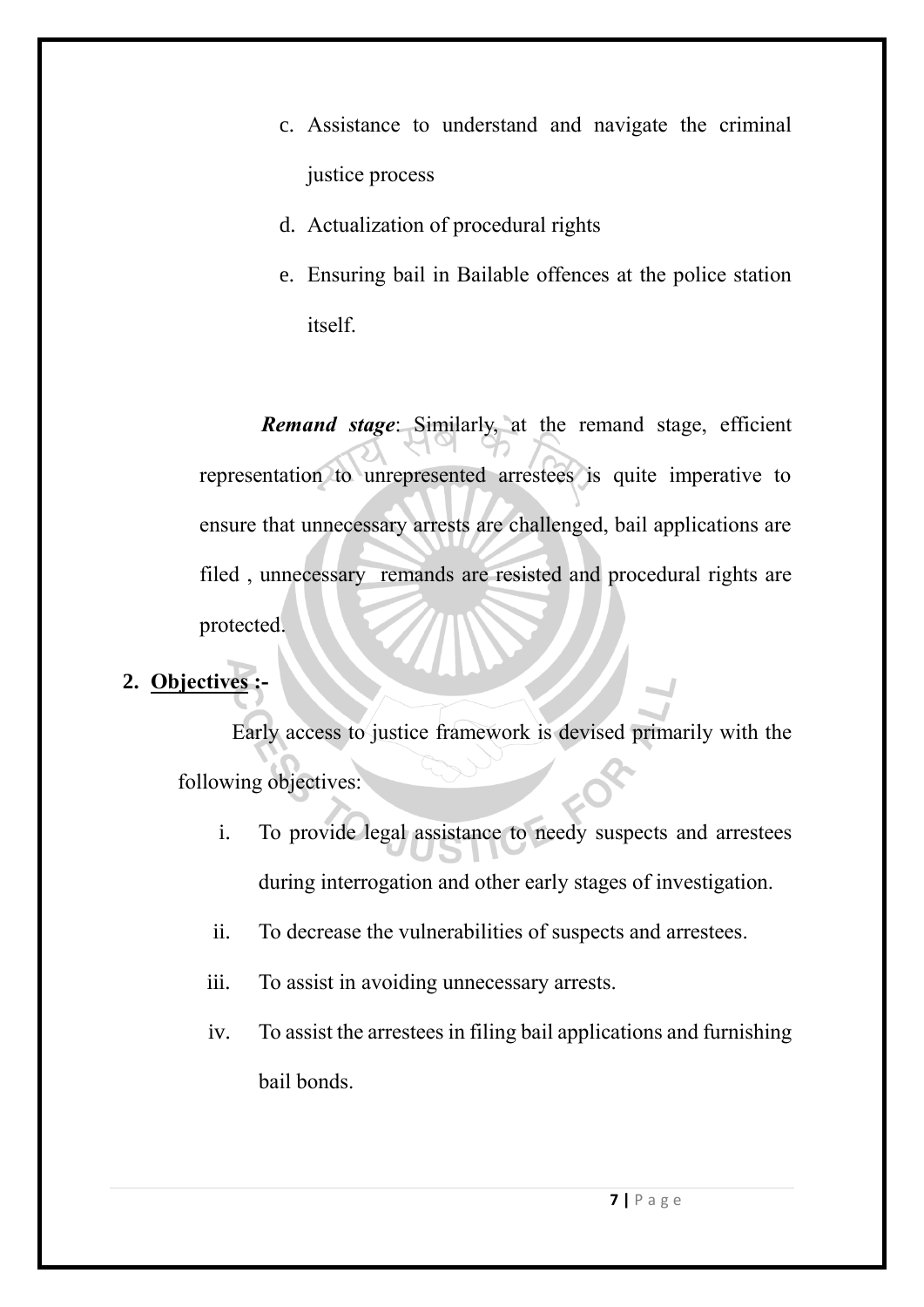c. Assistance to understand and navigate the criminal justice process

d. Actualization of procedural rights

e. Ensuring bail in Bailable offences at the police station itself.

***Remand stage***: Similarly, at the remand stage, efficient representation to unrepresented arrestees is quite imperative to ensure that unnecessary arrests are challenged, bail applications are filed , unnecessary remands are resisted and procedural rights are protected.

**2. <u>Objectives</u> :-**

Early access to justice framework is devised primarily with the following objectives:

i. To provide legal assistance to needy suspects and arrestees during interrogation and other early stages of investigation.

ii. To decrease the vulnerabilities of suspects and arrestees.

iii. To assist in avoiding unnecessary arrests.

iv. To assist the arrestees in filing bail applications and furnishing bail bonds.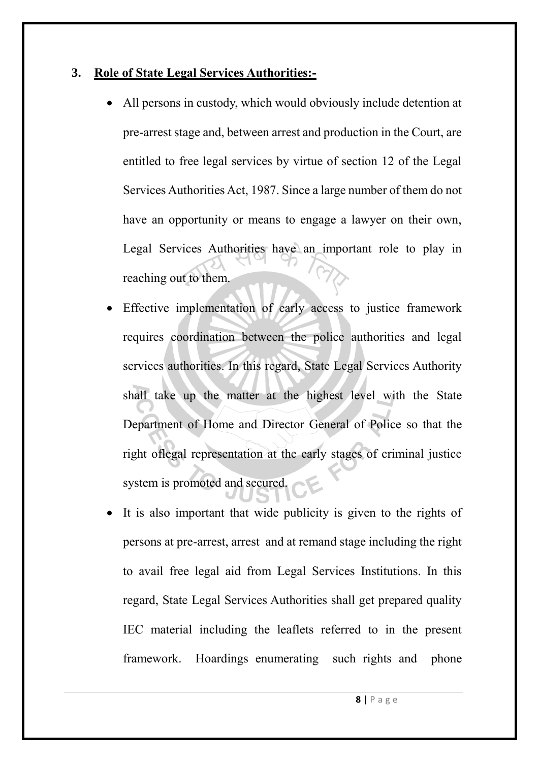## 3. Role of State Legal Services Authorities:-

- All persons in custody, which would obviously include detention at pre-arrest stage and, between arrest and production in the Court, are entitled to free legal services by virtue of section 12 of the Legal Services Authorities Act, 1987. Since a large number of them do not have an opportunity or means to engage a lawyer on their own, Legal Services Authorities have an important role to play in reaching out to them.
- Effective implementation of early access to justice framework requires coordination between the police authorities and legal services authorities. In this regard, State Legal Services Authority shall take up the matter at the highest level with the State Department of Home and Director General of Police so that the right oflegal representation at the early stages of criminal justice system is promoted and secured.
- It is also important that wide publicity is given to the rights of persons at pre-arrest, arrest and at remand stage including the right to avail free legal aid from Legal Services Institutions. In this regard, State Legal Services Authorities shall get prepared quality IEC material including the leaflets referred to in the present framework. Hoardings enumerating such rights and phone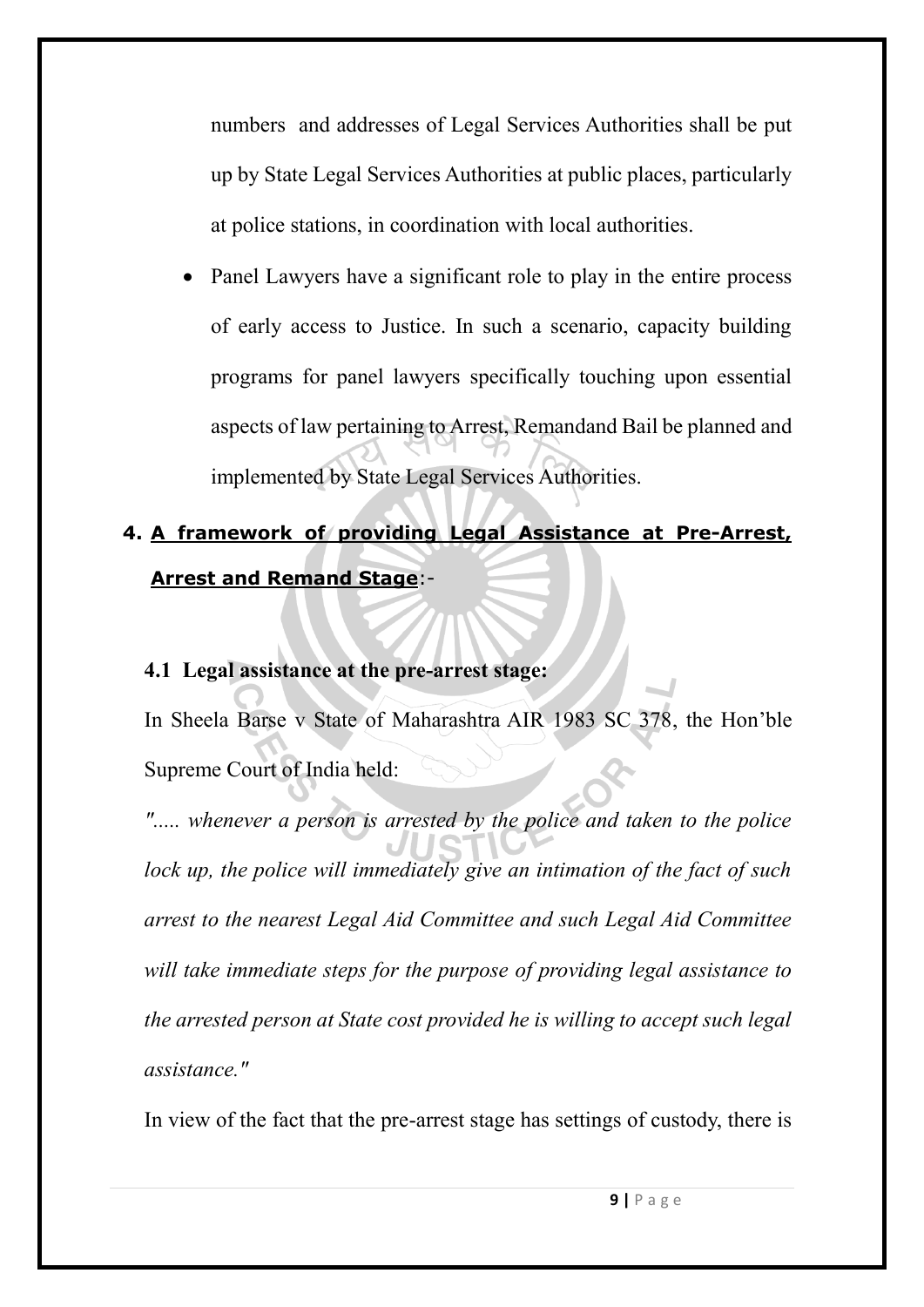numbers and addresses of Legal Services Authorities shall be put up by State Legal Services Authorities at public places, particularly at police stations, in coordination with local authorities.

- Panel Lawyers have a significant role to play in the entire process of early access to Justice. In such a scenario, capacity building programs for panel lawyers specifically touching upon essential aspects of law pertaining to Arrest, Remandand Bail be planned and implemented by State Legal Services Authorities.

## 4. A framework of providing Legal Assistance at Pre-Arrest, Arrest and Remand Stage:-

### 4.1 Legal assistance at the pre-arrest stage:

In Sheela Barse v State of Maharashtra AIR 1983 SC 378, the Hon'ble Supreme Court of India held:

*"..... whenever a person is arrested by the police and taken to the police lock up, the police will immediately give an intimation of the fact of such arrest to the nearest Legal Aid Committee and such Legal Aid Committee will take immediate steps for the purpose of providing legal assistance to the arrested person at State cost provided he is willing to accept such legal assistance."*

In view of the fact that the pre-arrest stage has settings of custody, there is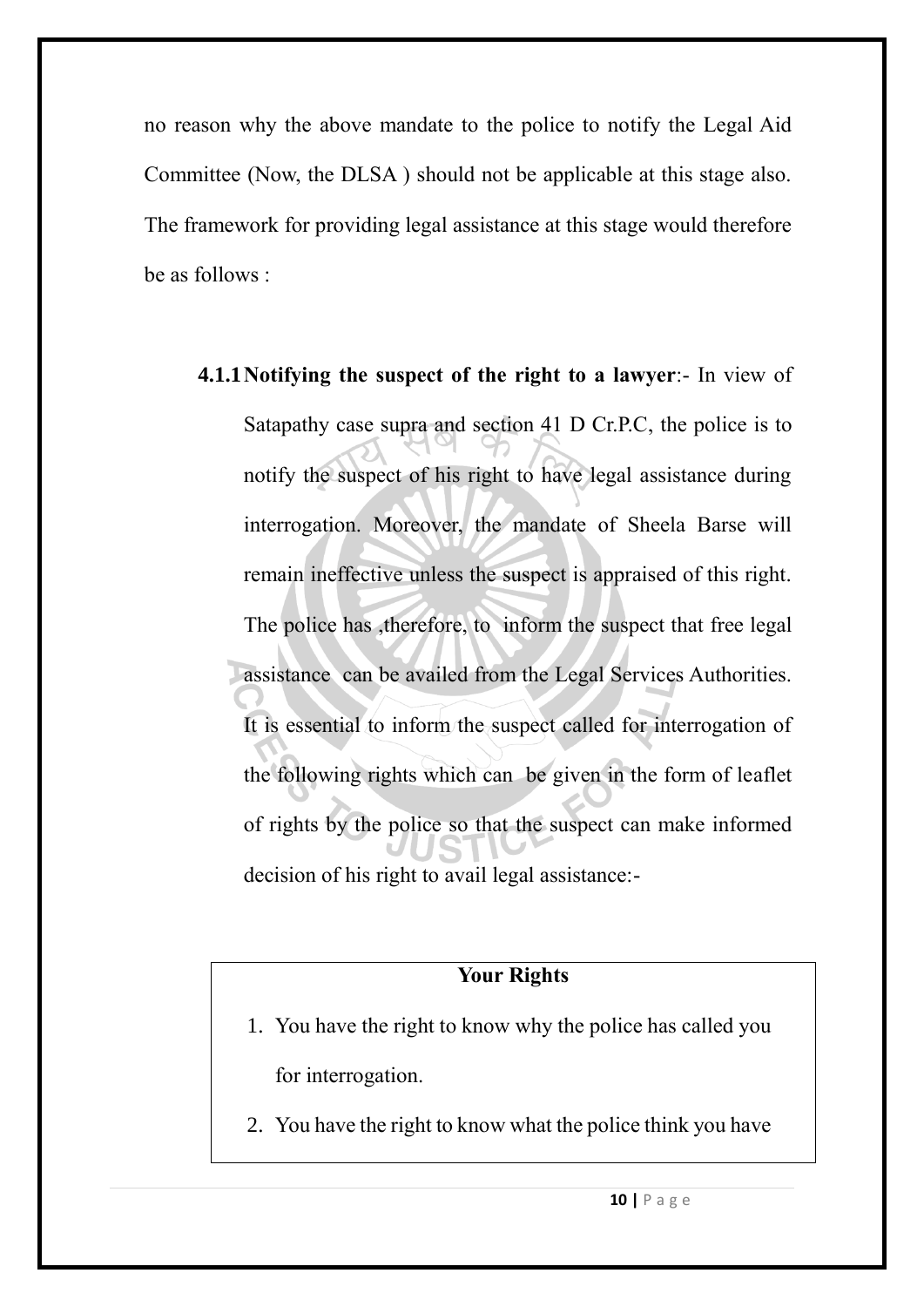no reason why the above mandate to the police to notify the Legal Aid Committee (Now, the DLSA ) should not be applicable at this stage also. The framework for providing legal assistance at this stage would therefore be as follows :

**4.1.1 Notifying the suspect of the right to a lawyer**:- In view of Satapathy case supra and section 41 D Cr.P.C, the police is to notify the suspect of his right to have legal assistance during interrogation. Moreover, the mandate of Sheela Barse will remain ineffective unless the suspect is appraised of this right. The police has ,therefore, to inform the suspect that free legal assistance can be availed from the Legal Services Authorities. It is essential to inform the suspect called for interrogation of the following rights which can be given in the form of leaflet of rights by the police so that the suspect can make informed decision of his right to avail legal assistance:-

**Your Rights**

1. You have the right to know why the police has called you for interrogation.
2. You have the right to know what the police think you have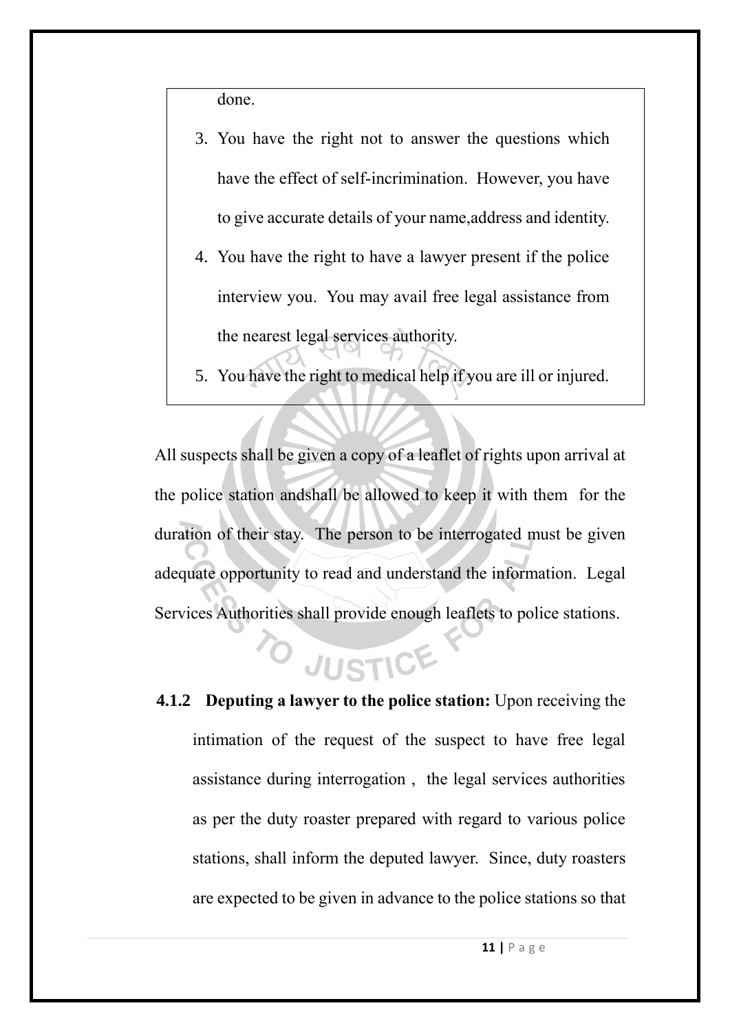done.

3. You have the right not to answer the questions which have the effect of self-incrimination. However, you have to give accurate details of your name,address and identity.
4. You have the right to have a lawyer present if the police interview you. You may avail free legal assistance from the nearest legal services authority.
5. You have the right to medical help if you are ill or injured.

All suspects shall be given a copy of a leaflet of rights upon arrival at the police station andshall be allowed to keep it with them for the duration of their stay. The person to be interrogated must be given adequate opportunity to read and understand the information. Legal Services Authorities shall provide enough leaflets to police stations.

**4.1.2 Deputing a lawyer to the police station:** Upon receiving the intimation of the request of the suspect to have free legal assistance during interrogation , the legal services authorities as per the duty roaster prepared with regard to various police stations, shall inform the deputed lawyer. Since, duty roasters are expected to be given in advance to the police stations so that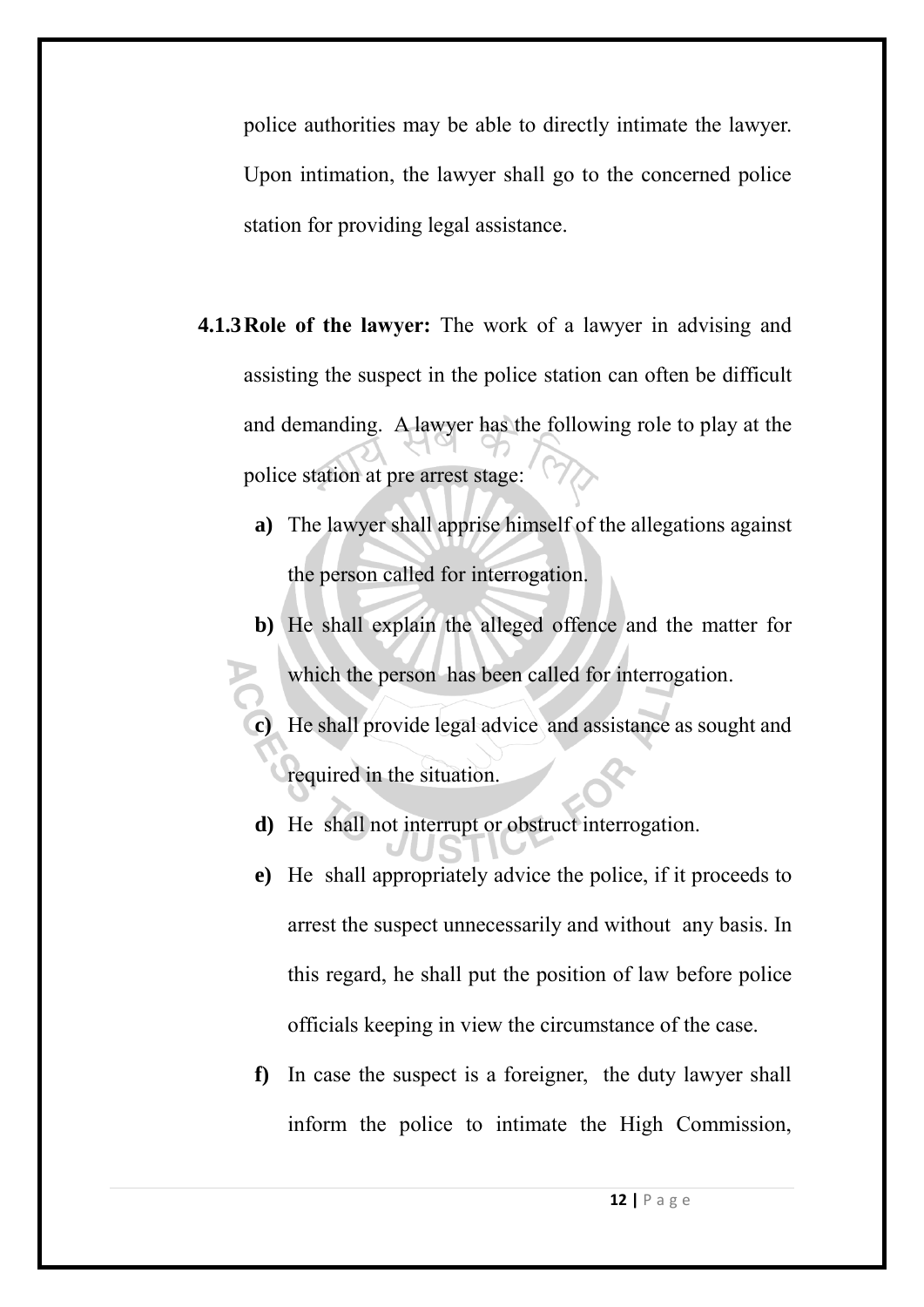police authorities may be able to directly intimate the lawyer. Upon intimation, the lawyer shall go to the concerned police station for providing legal assistance.

**4.1.3 Role of the lawyer:** The work of a lawyer in advising and assisting the suspect in the police station can often be difficult and demanding. A lawyer has the following role to play at the police station at pre arrest stage:

**a)** The lawyer shall apprise himself of the allegations against the person called for interrogation.

**b)** He shall explain the alleged offence and the matter for which the person has been called for interrogation.

**c)** He shall provide legal advice and assistance as sought and required in the situation.

**d)** He shall not interrupt or obstruct interrogation.

**e)** He shall appropriately advice the police, if it proceeds to arrest the suspect unnecessarily and without any basis. In this regard, he shall put the position of law before police officials keeping in view the circumstance of the case.

**f)** In case the suspect is a foreigner, the duty lawyer shall inform the police to intimate the High Commission,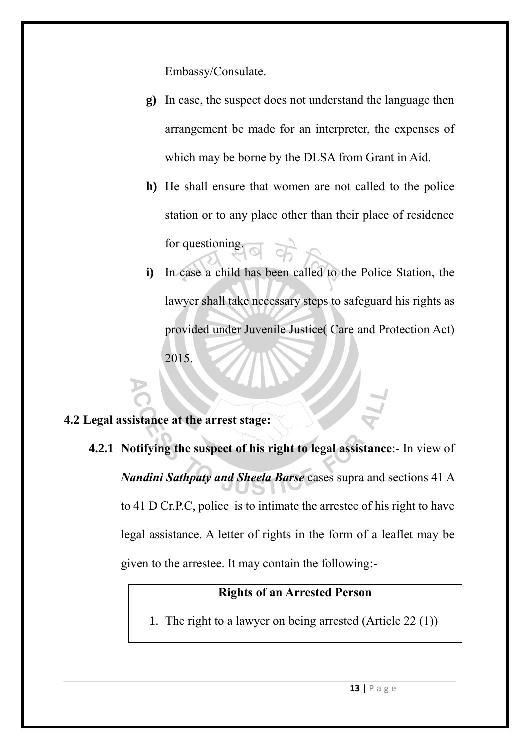Embassy/Consulate.

- **g)** In case, the suspect does not understand the language then arrangement be made for an interpreter, the expenses of which may be borne by the DLSA from Grant in Aid.
- **h)** He shall ensure that women are not called to the police station or to any place other than their place of residence for questioning.
- **i)** In case a child has been called to the Police Station, the lawyer shall take necessary steps to safeguard his rights as provided under Juvenile Justice( Care and Protection Act) 2015.

## 4.2 Legal assistance at the arrest stage:

**4.2.1 Notifying the suspect of his right to legal assistance**:- In view of ***Nandini Sathpaty and Sheela Barse*** cases supra and sections 41 A to 41 D Cr.P.C, police is to intimate the arrestee of his right to have legal assistance. A letter of rights in the form of a leaflet may be given to the arrestee. It may contain the following:-

| **Rights of an Arrested Person** |
|---|
| 1. The right to a lawyer on being arrested (Article 22 (1)) |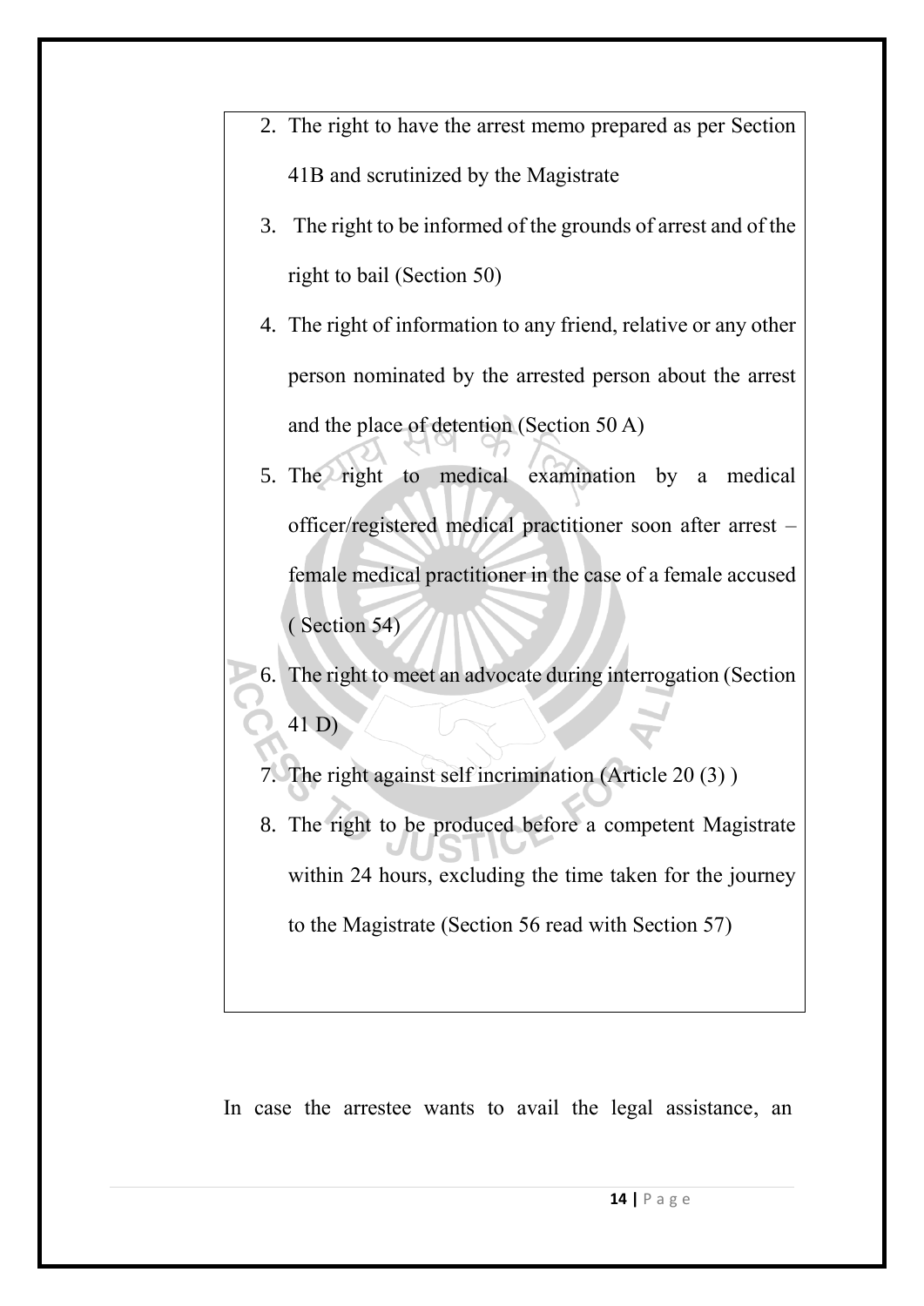2. The right to have the arrest memo prepared as per Section 41B and scrutinized by the Magistrate
3. The right to be informed of the grounds of arrest and of the right to bail (Section 50)
4. The right of information to any friend, relative or any other person nominated by the arrested person about the arrest and the place of detention (Section 50 A)
5. The right to medical examination by a medical officer/registered medical practitioner soon after arrest – female medical practitioner in the case of a female accused ( Section 54)
6. The right to meet an advocate during interrogation (Section 41 D)
7. The right against self incrimination (Article 20 (3) )
8. The right to be produced before a competent Magistrate within 24 hours, excluding the time taken for the journey to the Magistrate (Section 56 read with Section 57)

In case the arrestee wants to avail the legal assistance, an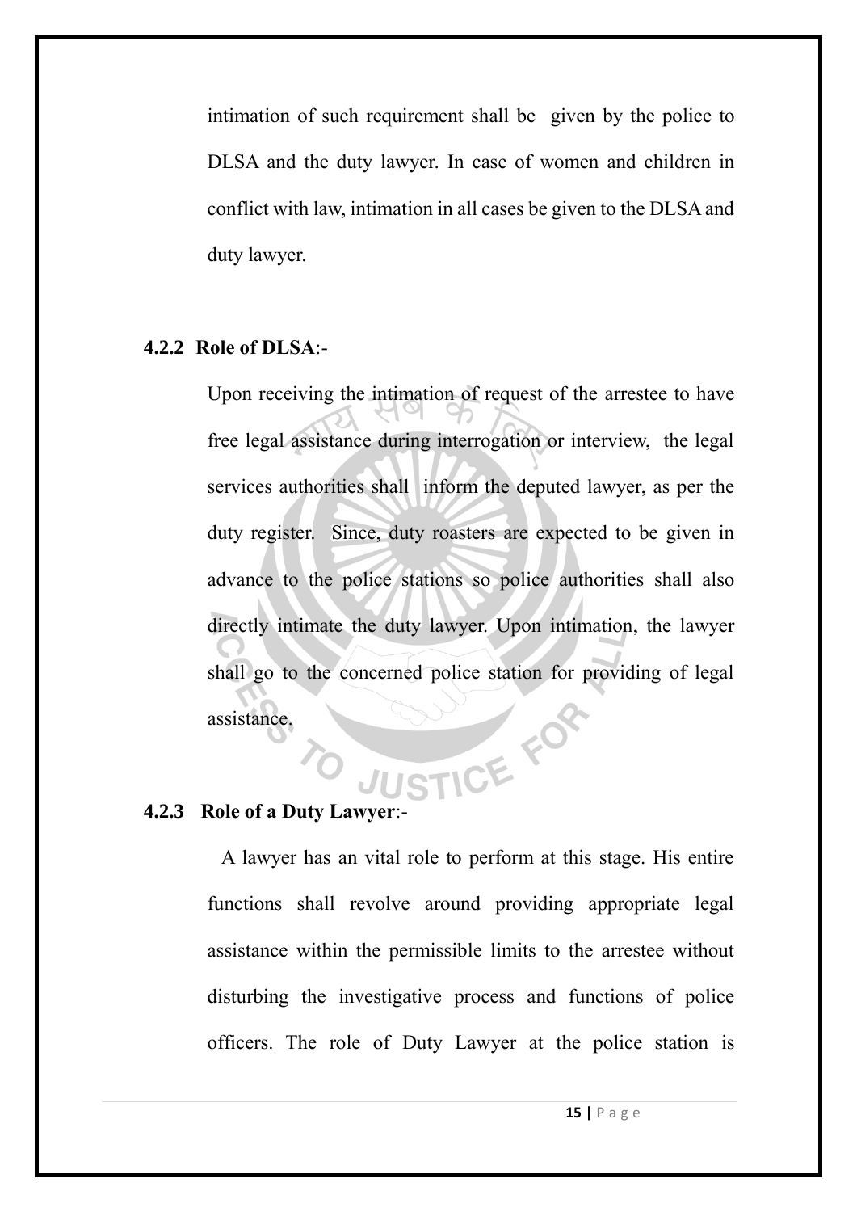intimation of such requirement shall be given by the police to DLSA and the duty lawyer. In case of women and children in conflict with law, intimation in all cases be given to the DLSA and duty lawyer.

**4.2.2 Role of DLSA**:-

Upon receiving the intimation of request of the arrestee to have free legal assistance during interrogation or interview, the legal services authorities shall inform the deputed lawyer, as per the duty register. Since, duty roasters are expected to be given in advance to the police stations so police authorities shall also directly intimate the duty lawyer. Upon intimation, the lawyer shall go to the concerned police station for providing of legal assistance.

**4.2.3 Role of a Duty Lawyer**:-

A lawyer has an vital role to perform at this stage. His entire functions shall revolve around providing appropriate legal assistance within the permissible limits to the arrestee without disturbing the investigative process and functions of police officers. The role of Duty Lawyer at the police station is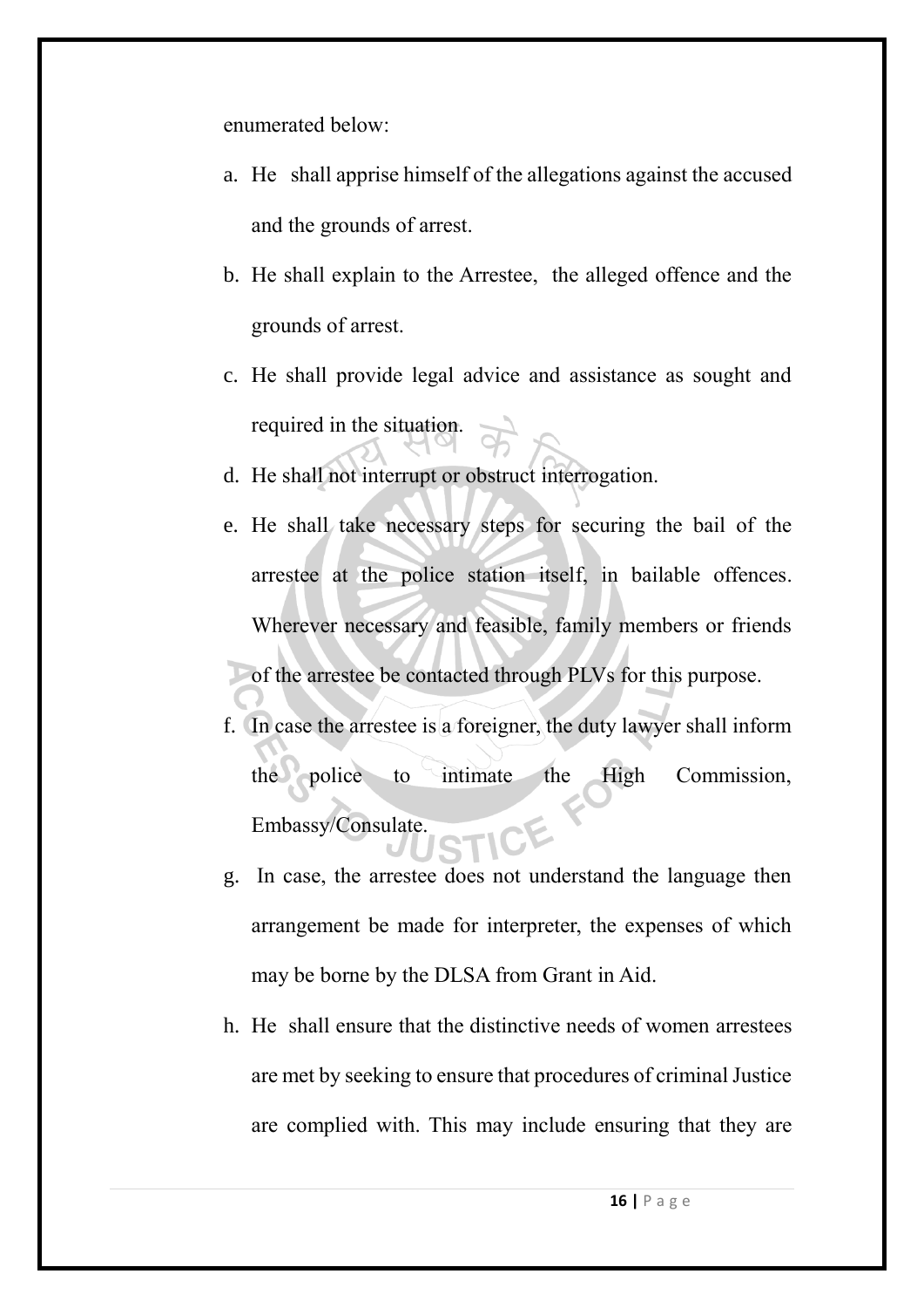enumerated below:

a. He shall apprise himself of the allegations against the accused and the grounds of arrest.
b. He shall explain to the Arrestee, the alleged offence and the grounds of arrest.
c. He shall provide legal advice and assistance as sought and required in the situation.
d. He shall not interrupt or obstruct interrogation.
e. He shall take necessary steps for securing the bail of the arrestee at the police station itself, in bailable offences. Wherever necessary and feasible, family members or friends of the arrestee be contacted through PLVs for this purpose.
f. In case the arrestee is a foreigner, the duty lawyer shall inform the police to intimate the High Commission, Embassy/Consulate.
g. In case, the arrestee does not understand the language then arrangement be made for interpreter, the expenses of which may be borne by the DLSA from Grant in Aid.
h. He shall ensure that the distinctive needs of women arrestees are met by seeking to ensure that procedures of criminal Justice are complied with. This may include ensuring that they are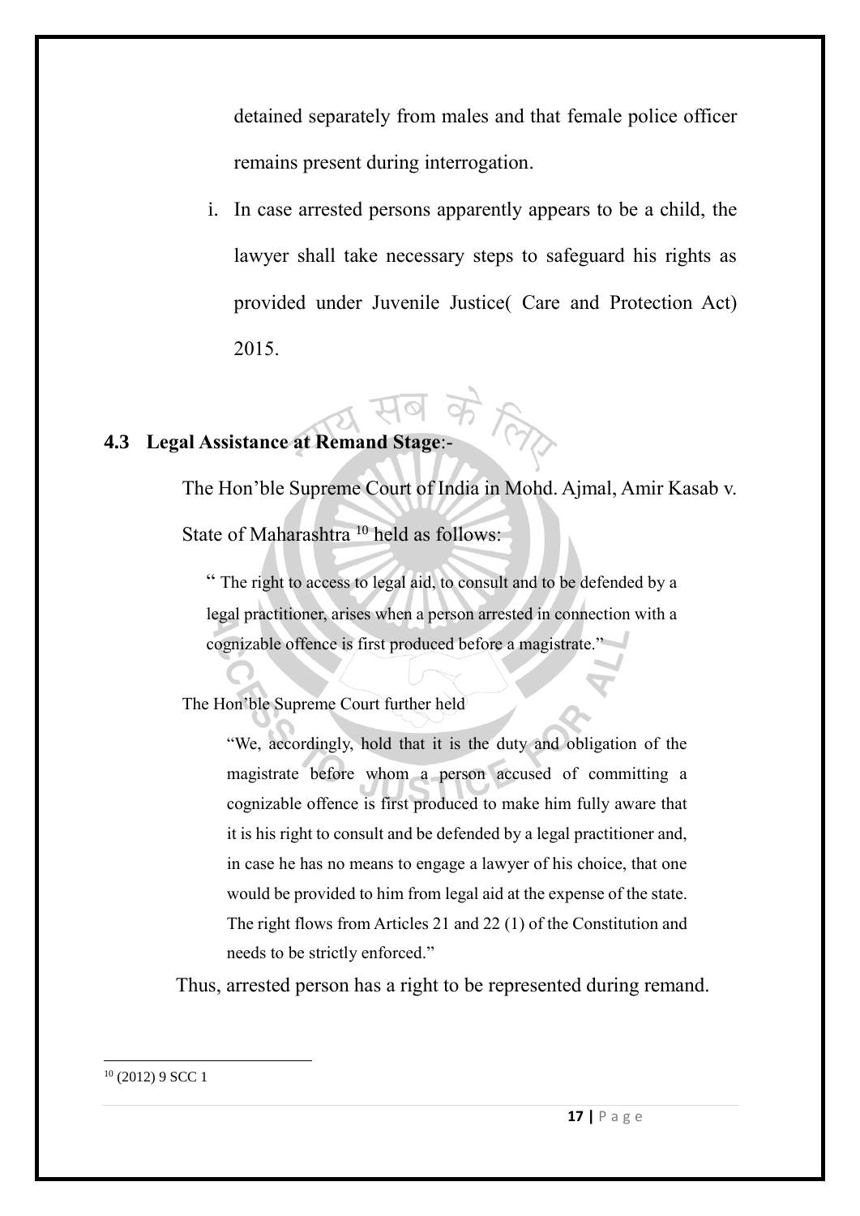detained separately from males and that female police officer remains present during interrogation.

i. In case arrested persons apparently appears to be a child, the lawyer shall take necessary steps to safeguard his rights as provided under Juvenile Justice( Care and Protection Act) 2015.

### 4.3 Legal Assistance at Remand Stage:-

The Hon'ble Supreme Court of India in Mohd. Ajmal, Amir Kasab v. State of Maharashtra [10] held as follows:

> " The right to access to legal aid, to consult and to be defended by a legal practitioner, arises when a person arrested in connection with a cognizable offence is first produced before a magistrate."

The Hon'ble Supreme Court further held

> "We, accordingly, hold that it is the duty and obligation of the magistrate before whom a person accused of committing a cognizable offence is first produced to make him fully aware that it is his right to consult and be defended by a legal practitioner and, in case he has no means to engage a lawyer of his choice, that one would be provided to him from legal aid at the expense of the state. The right flows from Articles 21 and 22 (1) of the Constitution and needs to be strictly enforced."

Thus, arrested person has a right to be represented during remand.

---

[10] (2012) 9 SCC 1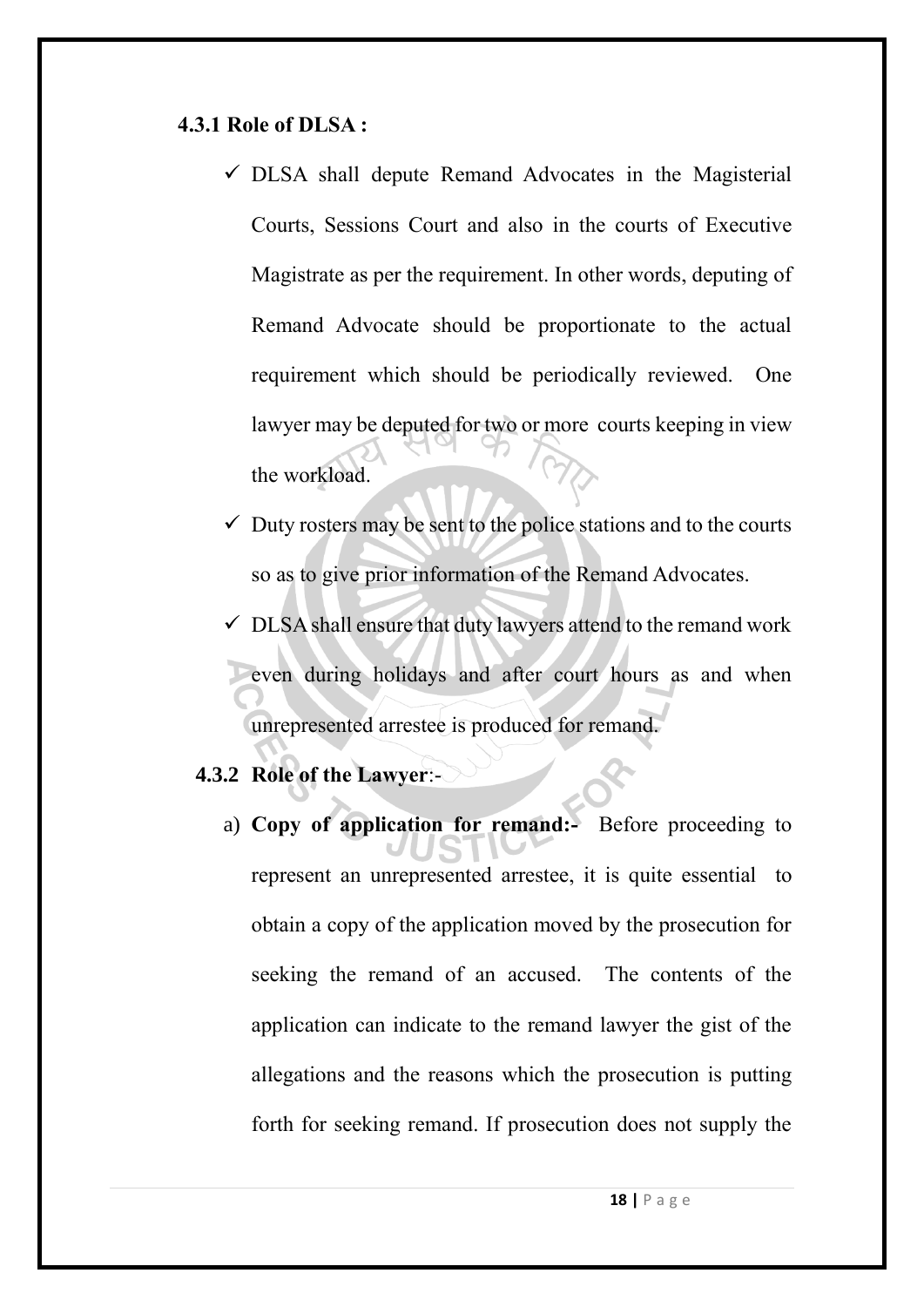### 4.3.1 Role of DLSA :

- ✓ DLSA shall depute Remand Advocates in the Magisterial Courts, Sessions Court and also in the courts of Executive Magistrate as per the requirement. In other words, deputing of Remand Advocate should be proportionate to the actual requirement which should be periodically reviewed. One lawyer may be deputed for two or more courts keeping in view the workload.
- ✓ Duty rosters may be sent to the police stations and to the courts so as to give prior information of the Remand Advocates.
- ✓ DLSA shall ensure that duty lawyers attend to the remand work even during holidays and after court hours as and when unrepresented arrestee is produced for remand.

### 4.3.2 Role of the Lawyer:-

a) **Copy of application for remand:-** Before proceeding to represent an unrepresented arrestee, it is quite essential to obtain a copy of the application moved by the prosecution for seeking the remand of an accused. The contents of the application can indicate to the remand lawyer the gist of the allegations and the reasons which the prosecution is putting forth for seeking remand. If prosecution does not supply the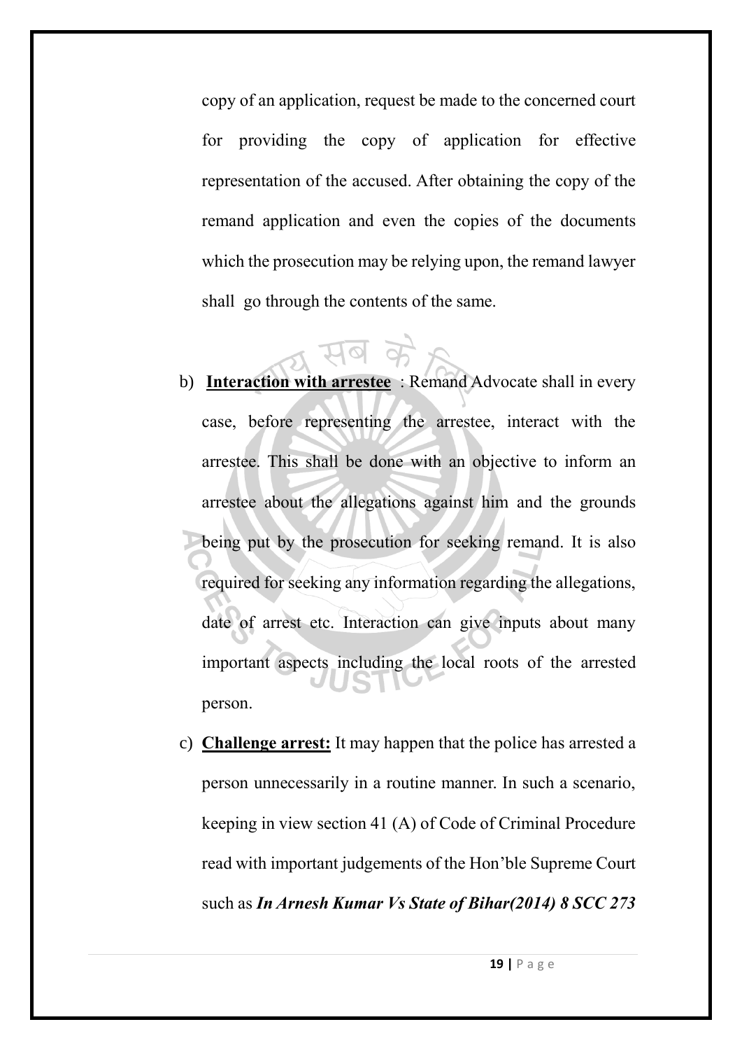copy of an application, request be made to the concerned court for providing the copy of application for effective representation of the accused. After obtaining the copy of the remand application and even the copies of the documents which the prosecution may be relying upon, the remand lawyer shall go through the contents of the same.

b) **<u>Interaction with arrestee</u>** : Remand Advocate shall in every case, before representing the arrestee, interact with the arrestee. This shall be done with an objective to inform an arrestee about the allegations against him and the grounds being put by the prosecution for seeking remand. It is also required for seeking any information regarding the allegations, date of arrest etc. Interaction can give inputs about many important aspects including the local roots of the arrested person.

c) **<u>Challenge arrest:</u>** It may happen that the police has arrested a person unnecessarily in a routine manner. In such a scenario, keeping in view section 41 (A) of Code of Criminal Procedure read with important judgements of the Hon'ble Supreme Court such as ***In Arnesh Kumar Vs State of Bihar(2014) 8 SCC 273***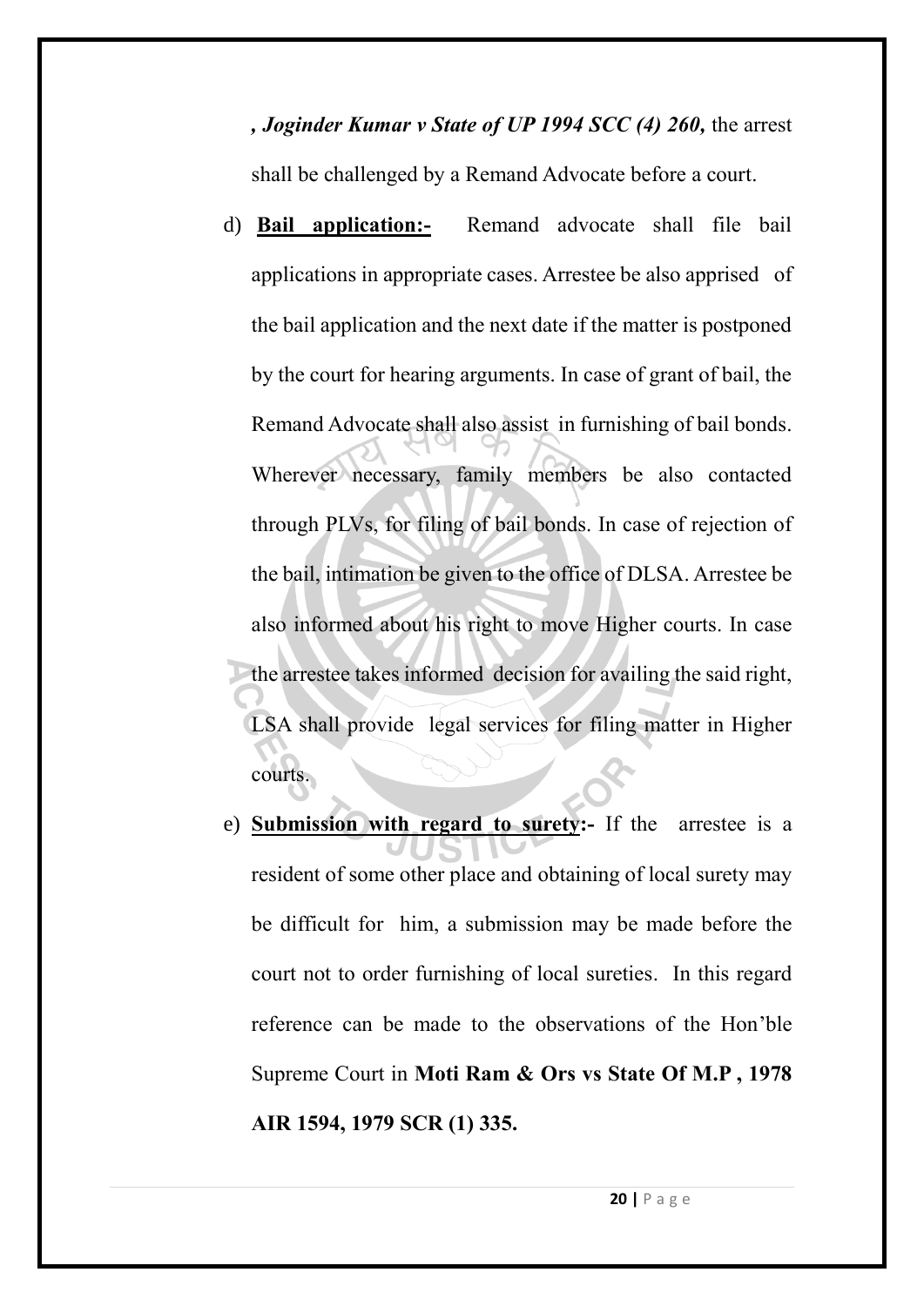*, Joginder Kumar v State of UP 1994 SCC (4) 260,* the arrest shall be challenged by a Remand Advocate before a court.

d) **Bail application:-** Remand advocate shall file bail applications in appropriate cases. Arrestee be also apprised of the bail application and the next date if the matter is postponed by the court for hearing arguments. In case of grant of bail, the Remand Advocate shall also assist in furnishing of bail bonds. Wherever necessary, family members be also contacted through PLVs, for filing of bail bonds. In case of rejection of the bail, intimation be given to the office of DLSA. Arrestee be also informed about his right to move Higher courts. In case the arrestee takes informed decision for availing the said right, LSA shall provide legal services for filing matter in Higher courts.

e) **Submission with regard to surety:-** If the arrestee is a resident of some other place and obtaining of local surety may be difficult for him, a submission may be made before the court not to order furnishing of local sureties. In this regard reference can be made to the observations of the Hon'ble Supreme Court in **Moti Ram & Ors vs State Of M.P , 1978 AIR 1594, 1979 SCR (1) 335.**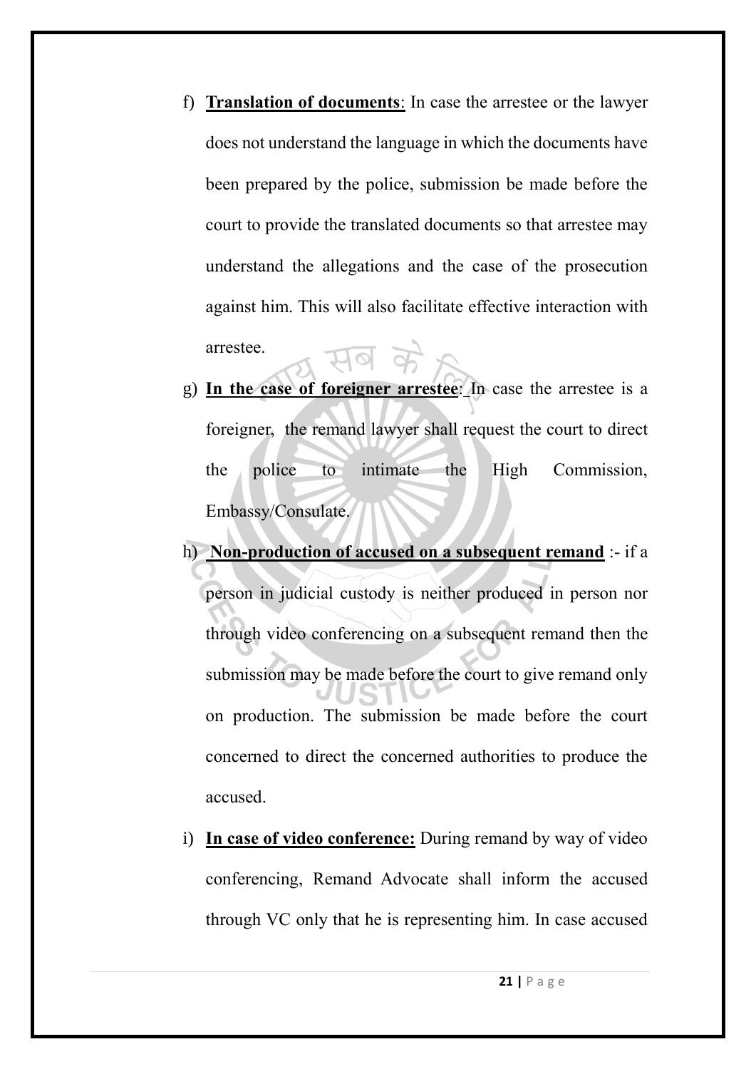f) **<u>Translation of documents</u>**: In case the arrestee or the lawyer does not understand the language in which the documents have been prepared by the police, submission be made before the court to provide the translated documents so that arrestee may understand the allegations and the case of the prosecution against him. This will also facilitate effective interaction with arrestee.

g) **<u>In the case of foreigner arrestee</u>**: In case the arrestee is a foreigner, the remand lawyer shall request the court to direct the police to intimate the High Commission, Embassy/Consulate.

h) **<u>Non-production of accused on a subsequent remand</u>** :- if a person in judicial custody is neither produced in person nor through video conferencing on a subsequent remand then the submission may be made before the court to give remand only on production. The submission be made before the court concerned to direct the concerned authorities to produce the accused.

i) **<u>In case of video conference:</u>** During remand by way of video conferencing, Remand Advocate shall inform the accused through VC only that he is representing him. In case accused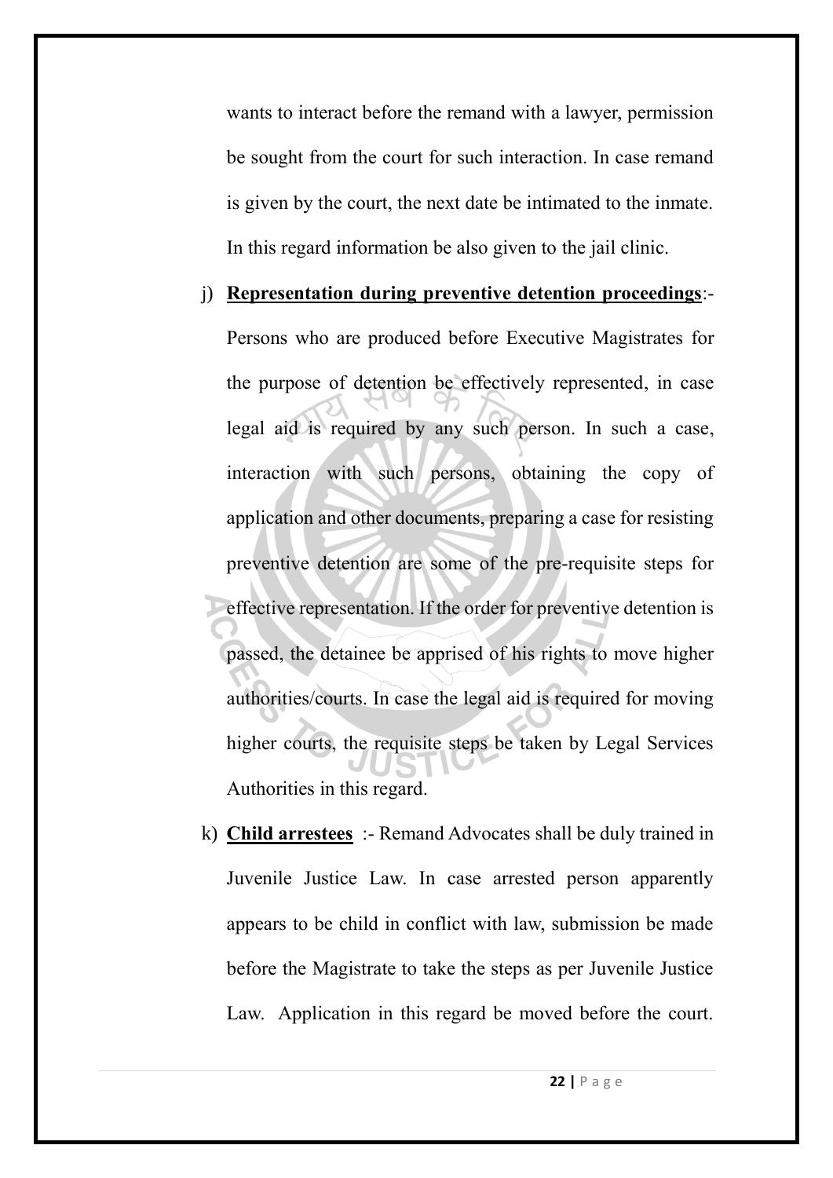wants to interact before the remand with a lawyer, permission be sought from the court for such interaction. In case remand is given by the court, the next date be intimated to the inmate. In this regard information be also given to the jail clinic.

j) **Representation during preventive detention proceedings**:- Persons who are produced before Executive Magistrates for the purpose of detention be effectively represented, in case legal aid is required by any such person. In such a case, interaction with such persons, obtaining the copy of application and other documents, preparing a case for resisting preventive detention are some of the pre-requisite steps for effective representation. If the order for preventive detention is passed, the detainee be apprised of his rights to move higher authorities/courts. In case the legal aid is required for moving higher courts, the requisite steps be taken by Legal Services Authorities in this regard.

k) **Child arrestees** :- Remand Advocates shall be duly trained in Juvenile Justice Law. In case arrested person apparently appears to be child in conflict with law, submission be made before the Magistrate to take the steps as per Juvenile Justice Law. Application in this regard be moved before the court.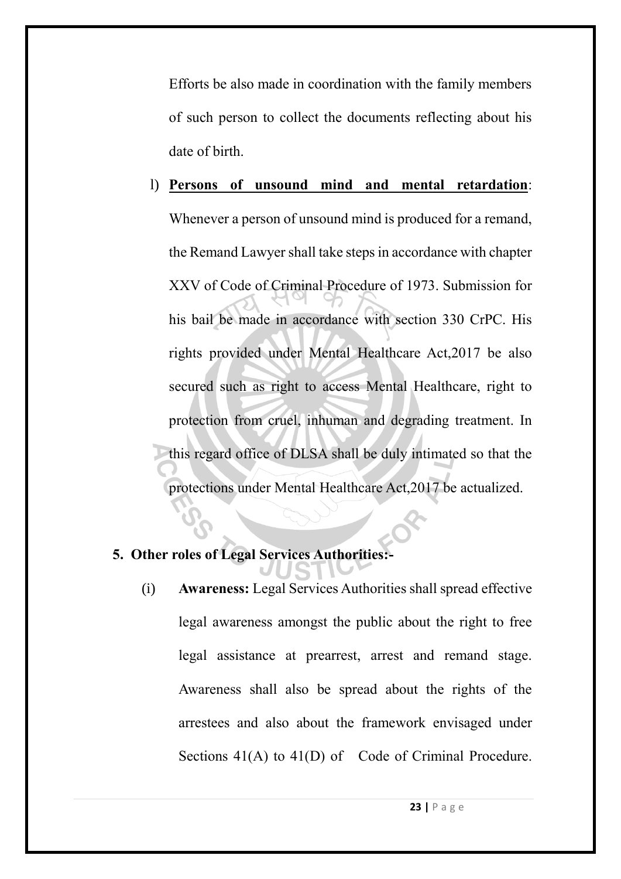Efforts be also made in coordination with the family members of such person to collect the documents reflecting about his date of birth.

l) **<u>Persons of unsound mind and mental retardation</u>**: Whenever a person of unsound mind is produced for a remand, the Remand Lawyer shall take steps in accordance with chapter XXV of Code of Criminal Procedure of 1973. Submission for his bail be made in accordance with section 330 CrPC. His rights provided under Mental Healthcare Act,2017 be also secured such as right to access Mental Healthcare, right to protection from cruel, inhuman and degrading treatment. In this regard office of DLSA shall be duly intimated so that the protections under Mental Healthcare Act,2017 be actualized.

**5. Other roles of Legal Services Authorities:-**

(i) **Awareness:** Legal Services Authorities shall spread effective legal awareness amongst the public about the right to free legal assistance at prearrest, arrest and remand stage. Awareness shall also be spread about the rights of the arrestees and also about the framework envisaged under Sections 41(A) to 41(D) of Code of Criminal Procedure.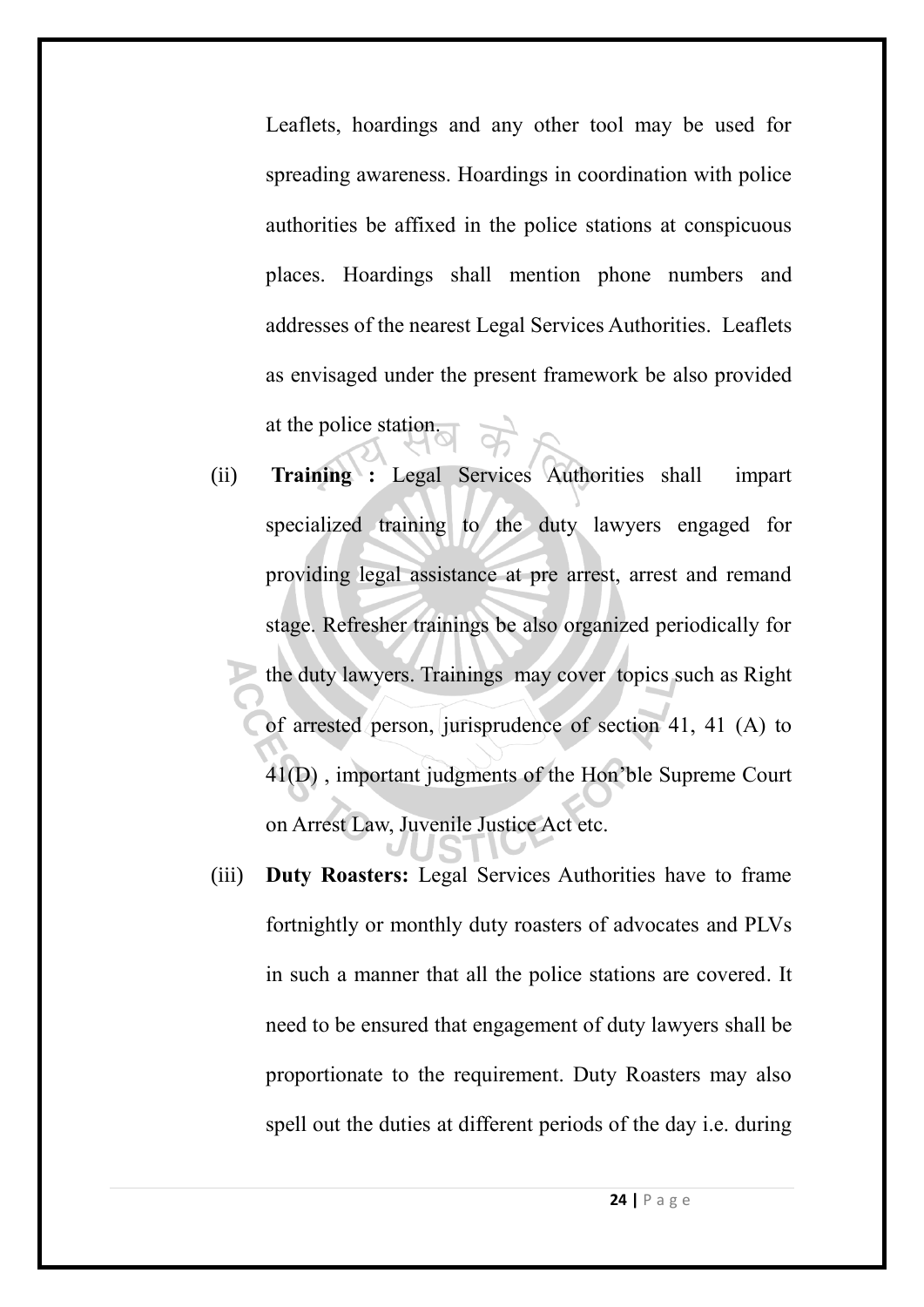Leaflets, hoardings and any other tool may be used for spreading awareness. Hoardings in coordination with police authorities be affixed in the police stations at conspicuous places. Hoardings shall mention phone numbers and addresses of the nearest Legal Services Authorities. Leaflets as envisaged under the present framework be also provided at the police station.

(ii) **Training :** Legal Services Authorities shall impart specialized training to the duty lawyers engaged for providing legal assistance at pre arrest, arrest and remand stage. Refresher trainings be also organized periodically for the duty lawyers. Trainings may cover topics such as Right of arrested person, jurisprudence of section 41, 41 (A) to 41(D) , important judgments of the Hon'ble Supreme Court on Arrest Law, Juvenile Justice Act etc.

(iii) **Duty Roasters:** Legal Services Authorities have to frame fortnightly or monthly duty roasters of advocates and PLVs in such a manner that all the police stations are covered. It need to be ensured that engagement of duty lawyers shall be proportionate to the requirement. Duty Roasters may also spell out the duties at different periods of the day i.e. during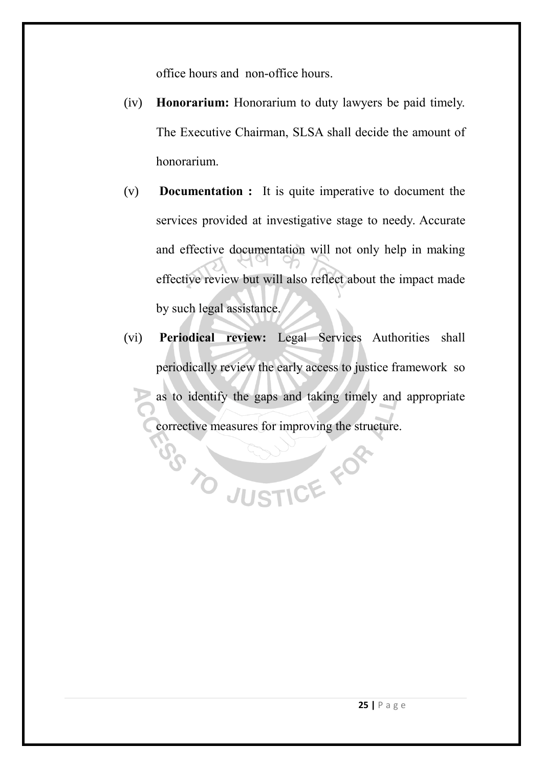office hours and non-office hours.

(iv) **Honorarium:** Honorarium to duty lawyers be paid timely. The Executive Chairman, SLSA shall decide the amount of honorarium.

(v) **Documentation :** It is quite imperative to document the services provided at investigative stage to needy. Accurate and effective documentation will not only help in making effective review but will also reflect about the impact made by such legal assistance.

(vi) **Periodical review:** Legal Services Authorities shall periodically review the early access to justice framework so as to identify the gaps and taking timely and appropriate corrective measures for improving the structure.